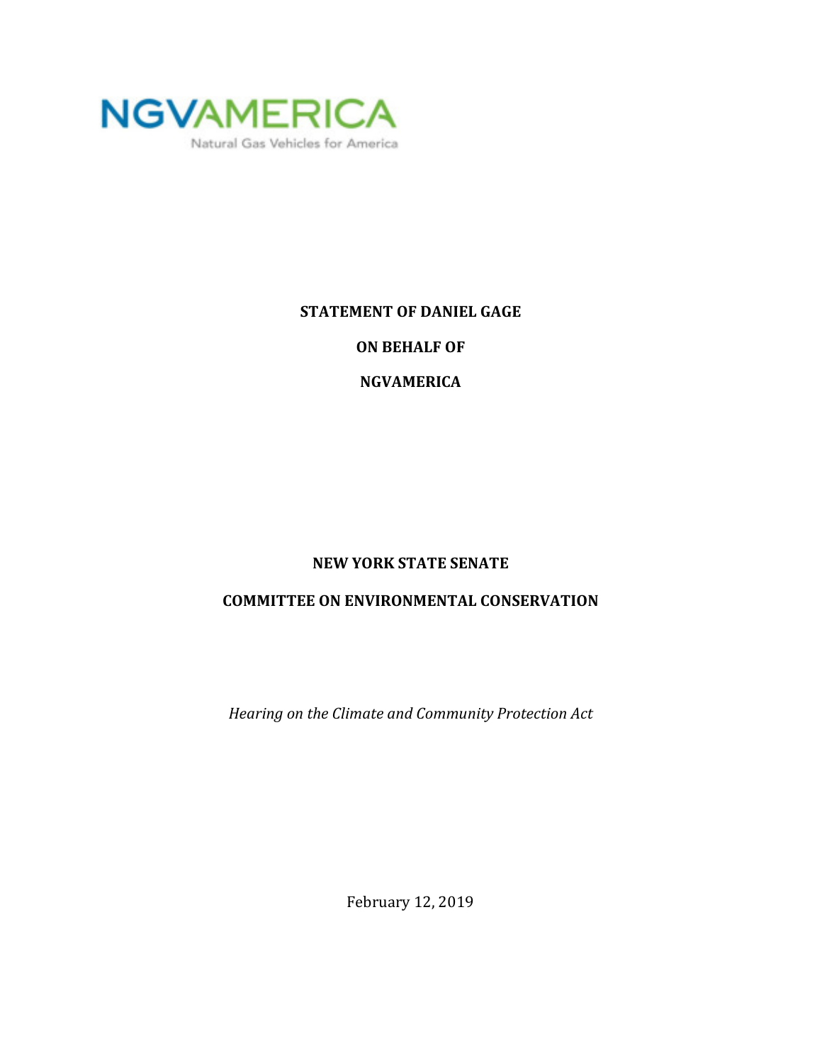NGVAMERICA

Natural Gas Vehicles for America

**STATEMENT OF DANIEL GAGE**

**ON BEHALF OF**

**NGVAMERICA**

**NEW YORK STATE SENATE**

**COMMITTEE ON ENVIRONMENTAL CONSERVATION**

*Hearing on the Climate and Community Protection Act*

February 12, 2019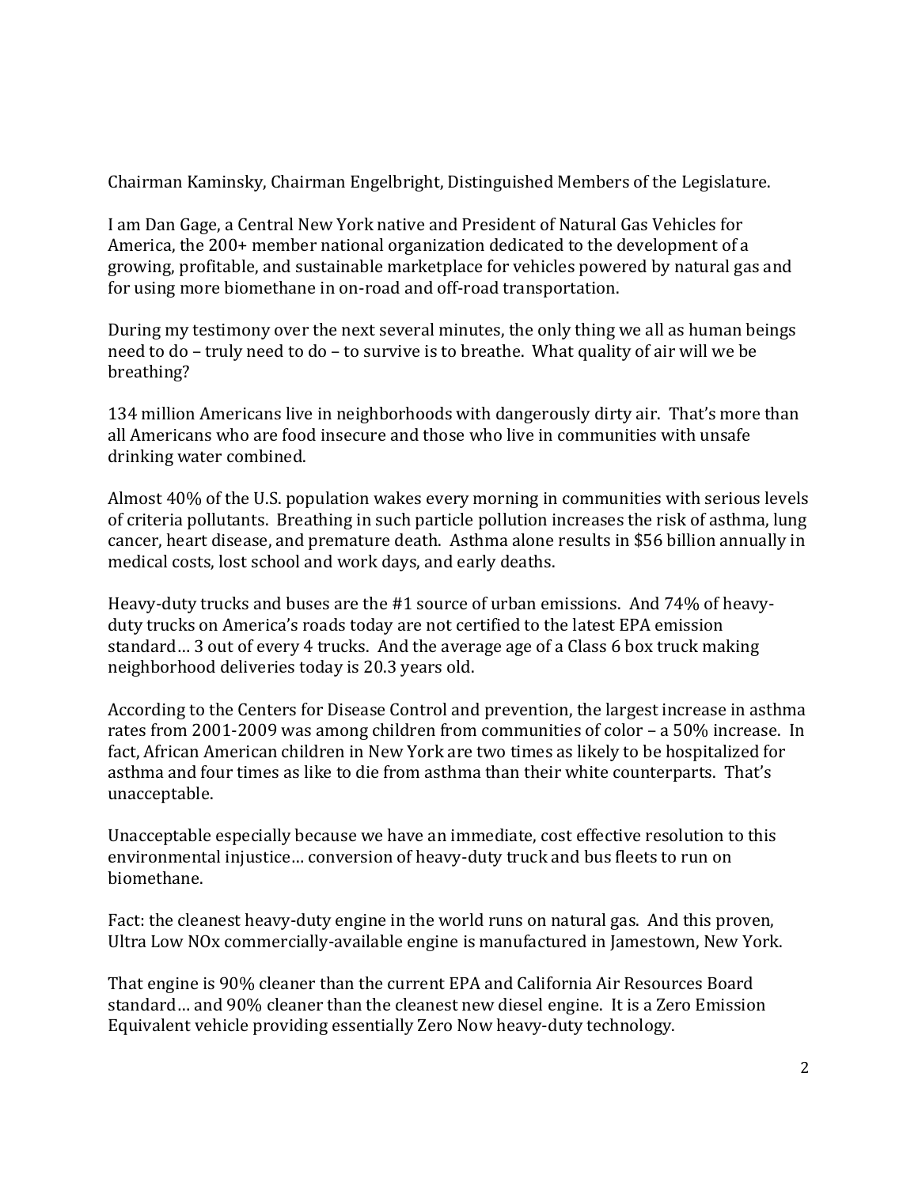Chairman Kaminsky, Chairman Engelbright, Distinguished Members of the Legislature.

I am Dan Gage, a Central New York native and President of Natural Gas Vehicles for America, the 200+ member national organization dedicated to the development of a growing, profitable, and sustainable marketplace for vehicles powered by natural gas and for using more biomethane in on-road and off-road transportation.

During my testimony over the next several minutes, the only thing we all as human beings need to do – truly need to do – to survive is to breathe. What quality of air will we be breathing?

134 million Americans live in neighborhoods with dangerously dirty air. That's more than all Americans who are food insecure and those who live in communities with unsafe drinking water combined.

Almost 40% of the U.S. population wakes every morning in communities with serious levels of criteria pollutants. Breathing in such particle pollution increases the risk of asthma, lung cancer, heart disease, and premature death. Asthma alone results in $56 billion annually in medical costs, lost school and work days, and early deaths.

Heavy-duty trucks and buses are the #1 source of urban emissions. And 74% of heavy-duty trucks on America's roads today are not certified to the latest EPA emission standard… 3 out of every 4 trucks. And the average age of a Class 6 box truck making neighborhood deliveries today is 20.3 years old.

According to the Centers for Disease Control and prevention, the largest increase in asthma rates from 2001-2009 was among children from communities of color – a 50% increase. In fact, African American children in New York are two times as likely to be hospitalized for asthma and four times as like to die from asthma than their white counterparts. That's unacceptable.

Unacceptable especially because we have an immediate, cost effective resolution to this environmental injustice… conversion of heavy-duty truck and bus fleets to run on biomethane.

Fact: the cleanest heavy-duty engine in the world runs on natural gas. And this proven, Ultra Low NOx commercially-available engine is manufactured in Jamestown, New York.

That engine is 90% cleaner than the current EPA and California Air Resources Board standard… and 90% cleaner than the cleanest new diesel engine. It is a Zero Emission Equivalent vehicle providing essentially Zero Now heavy-duty technology.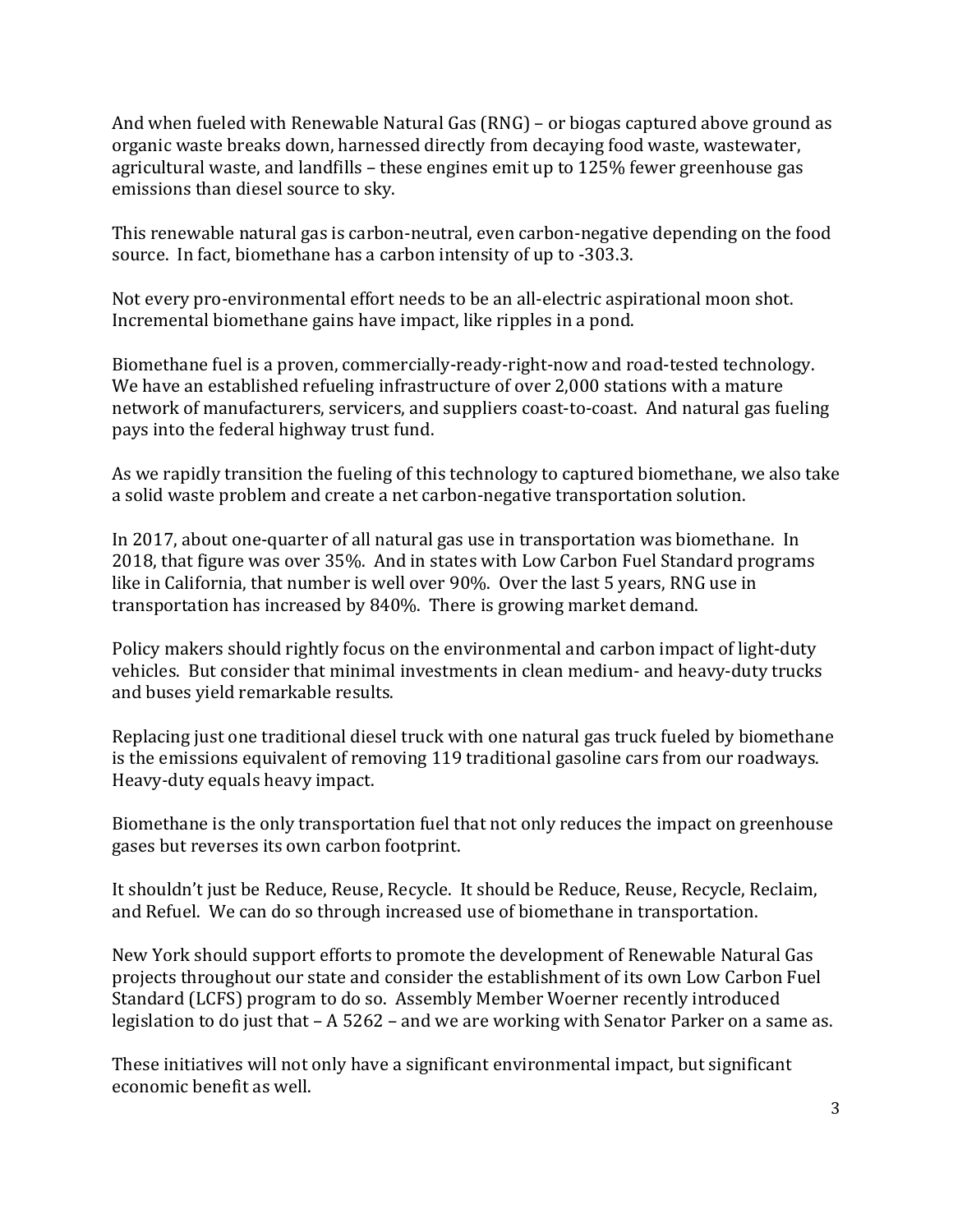And when fueled with Renewable Natural Gas (RNG) – or biogas captured above ground as organic waste breaks down, harnessed directly from decaying food waste, wastewater, agricultural waste, and landfills – these engines emit up to 125% fewer greenhouse gas emissions than diesel source to sky.

This renewable natural gas is carbon-neutral, even carbon-negative depending on the food source. In fact, biomethane has a carbon intensity of up to -303.3.

Not every pro-environmental effort needs to be an all-electric aspirational moon shot. Incremental biomethane gains have impact, like ripples in a pond.

Biomethane fuel is a proven, commercially-ready-right-now and road-tested technology. We have an established refueling infrastructure of over 2,000 stations with a mature network of manufacturers, servicers, and suppliers coast-to-coast. And natural gas fueling pays into the federal highway trust fund.

As we rapidly transition the fueling of this technology to captured biomethane, we also take a solid waste problem and create a net carbon-negative transportation solution.

In 2017, about one-quarter of all natural gas use in transportation was biomethane. In 2018, that figure was over 35%. And in states with Low Carbon Fuel Standard programs like in California, that number is well over 90%. Over the last 5 years, RNG use in transportation has increased by 840%. There is growing market demand.

Policy makers should rightly focus on the environmental and carbon impact of light-duty vehicles. But consider that minimal investments in clean medium- and heavy-duty trucks and buses yield remarkable results.

Replacing just one traditional diesel truck with one natural gas truck fueled by biomethane is the emissions equivalent of removing 119 traditional gasoline cars from our roadways. Heavy-duty equals heavy impact.

Biomethane is the only transportation fuel that not only reduces the impact on greenhouse gases but reverses its own carbon footprint.

It shouldn't just be Reduce, Reuse, Recycle. It should be Reduce, Reuse, Recycle, Reclaim, and Refuel. We can do so through increased use of biomethane in transportation.

New York should support efforts to promote the development of Renewable Natural Gas projects throughout our state and consider the establishment of its own Low Carbon Fuel Standard (LCFS) program to do so. Assembly Member Woerner recently introduced legislation to do just that – A 5262 – and we are working with Senator Parker on a same as.

These initiatives will not only have a significant environmental impact, but significant economic benefit as well.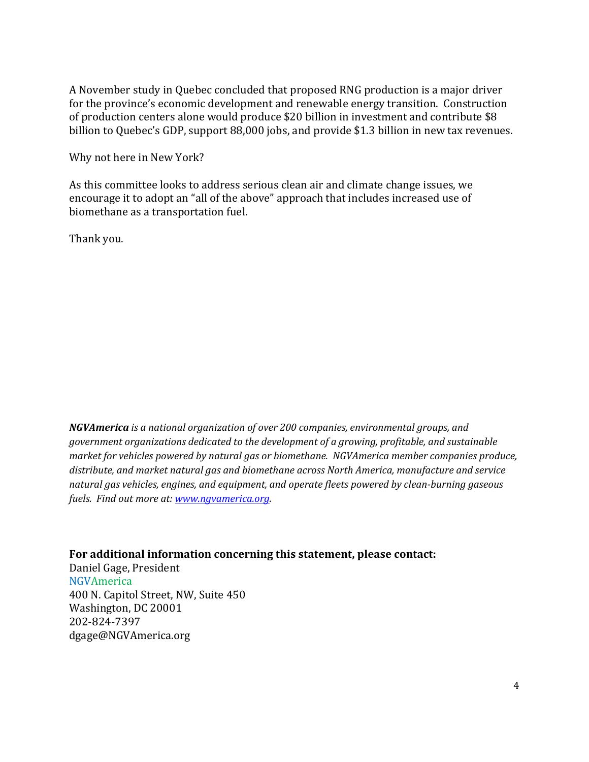A November study in Quebec concluded that proposed RNG production is a major driver for the province's economic development and renewable energy transition. Construction of production centers alone would produce $20 billion in investment and contribute $8 billion to Quebec's GDP, support 88,000 jobs, and provide $1.3 billion in new tax revenues.

Why not here in New York?

As this committee looks to address serious clean air and climate change issues, we encourage it to adopt an "all of the above" approach that includes increased use of biomethane as a transportation fuel.

Thank you.

***NGVAmerica** is a national organization of over 200 companies, environmental groups, and government organizations dedicated to the development of a growing, profitable, and sustainable market for vehicles powered by natural gas or biomethane. NGVAmerica member companies produce, distribute, and market natural gas and biomethane across North America, manufacture and service natural gas vehicles, engines, and equipment, and operate fleets powered by clean-burning gaseous fuels. Find out more at: [www.ngvamerica.org](http://www.ngvamerica.org).*

**For additional information concerning this statement, please contact:**
Daniel Gage, President
NGVAmerica
400 N. Capitol Street, NW, Suite 450
Washington, DC 20001
202-824-7397
dgage@NGVAmerica.org